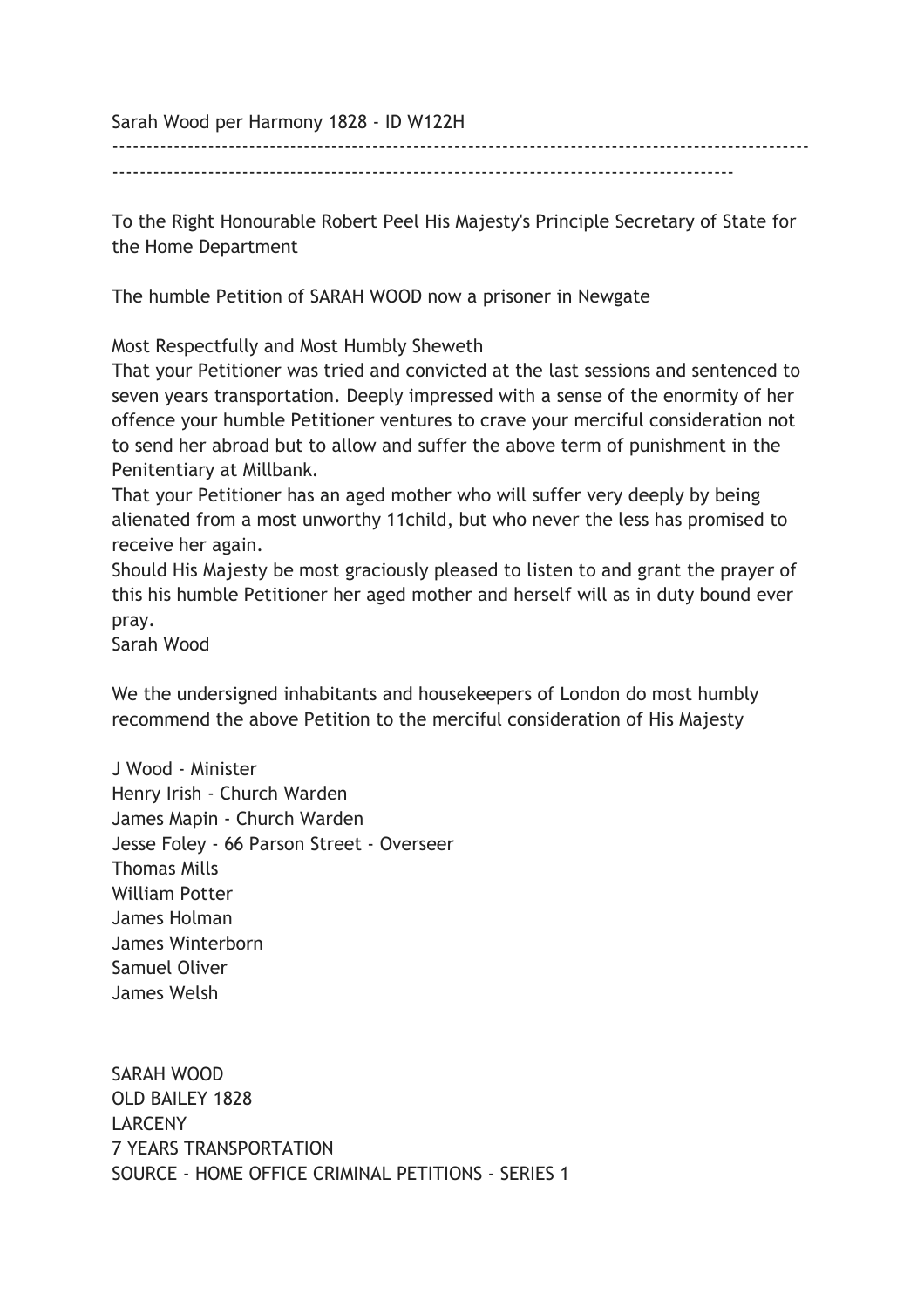Sarah Wood per Harmony 1828 - ID W122H

---

To the Right Honourable Robert Peel His Majesty's Principle Secretary of State for the Home Department

The humble Petition of SARAH WOOD now a prisoner in Newgate

Most Respectfully and Most Humbly Sheweth
That your Petitioner was tried and convicted at the last sessions and sentenced to seven years transportation. Deeply impressed with a sense of the enormity of her offence your humble Petitioner ventures to crave your merciful consideration not to send her abroad but to allow and suffer the above term of punishment in the Penitentiary at Millbank.
That your Petitioner has an aged mother who will suffer very deeply by being alienated from a most unworthy 11child, but who never the less has promised to receive her again.
Should His Majesty be most graciously pleased to listen to and grant the prayer of this his humble Petitioner her aged mother and herself will as in duty bound ever pray.
Sarah Wood

We the undersigned inhabitants and housekeepers of London do most humbly recommend the above Petition to the merciful consideration of His Majesty

J Wood - Minister
Henry Irish - Church Warden
James Mapin - Church Warden
Jesse Foley - 66 Parson Street - Overseer
Thomas Mills
William Potter
James Holman
James Winterborn
Samuel Oliver
James Welsh

SARAH WOOD
OLD BAILEY 1828
LARCENY
7 YEARS TRANSPORTATION
SOURCE - HOME OFFICE CRIMINAL PETITIONS - SERIES 1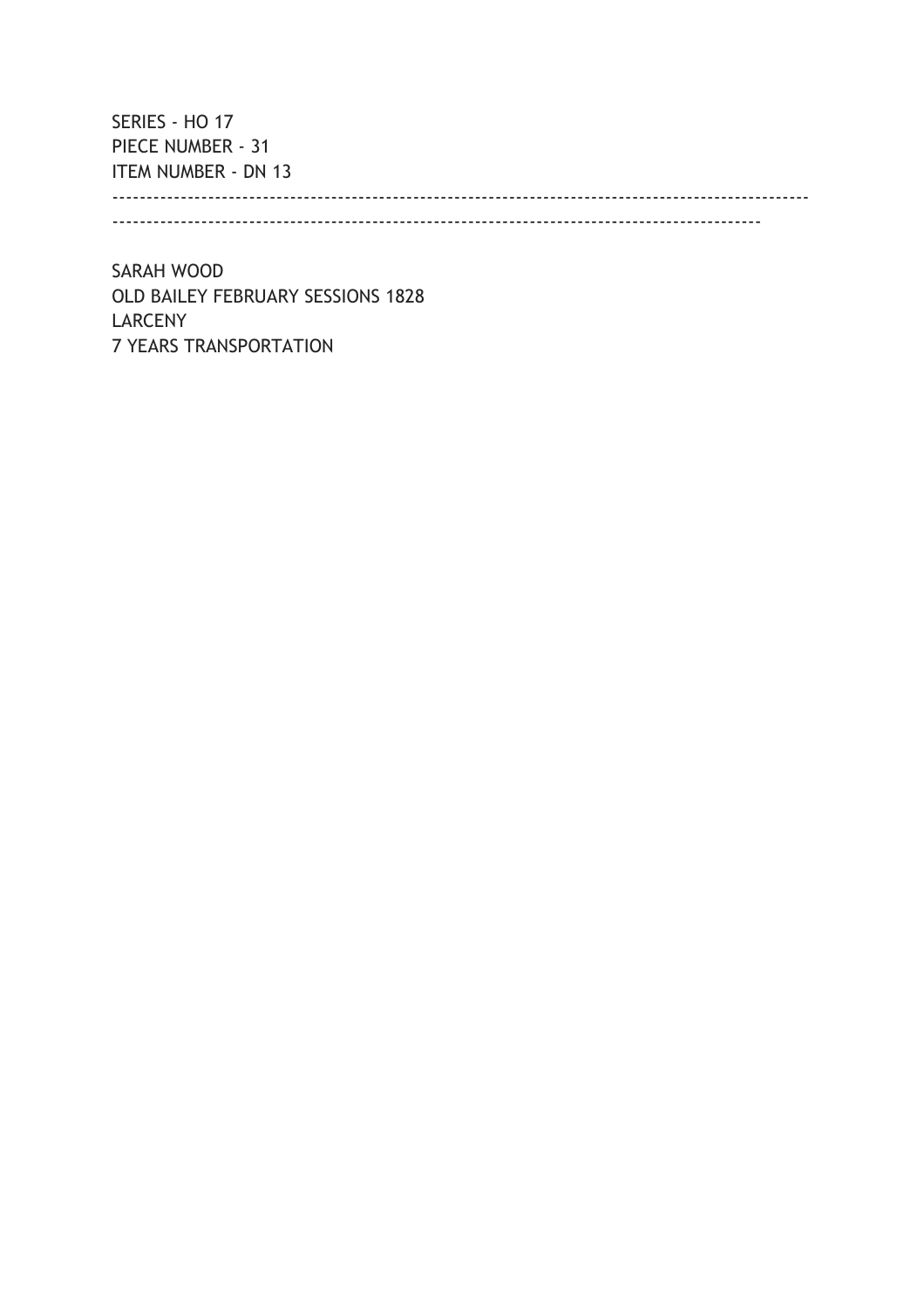SERIES - HO 17
PIECE NUMBER - 31
ITEM NUMBER - DN 13

-----------------------------------------------------------------------------------------------------
-------------------------------------------------------------------------------------------

SARAH WOOD
OLD BAILEY FEBRUARY SESSIONS 1828
LARCENY
7 YEARS TRANSPORTATION